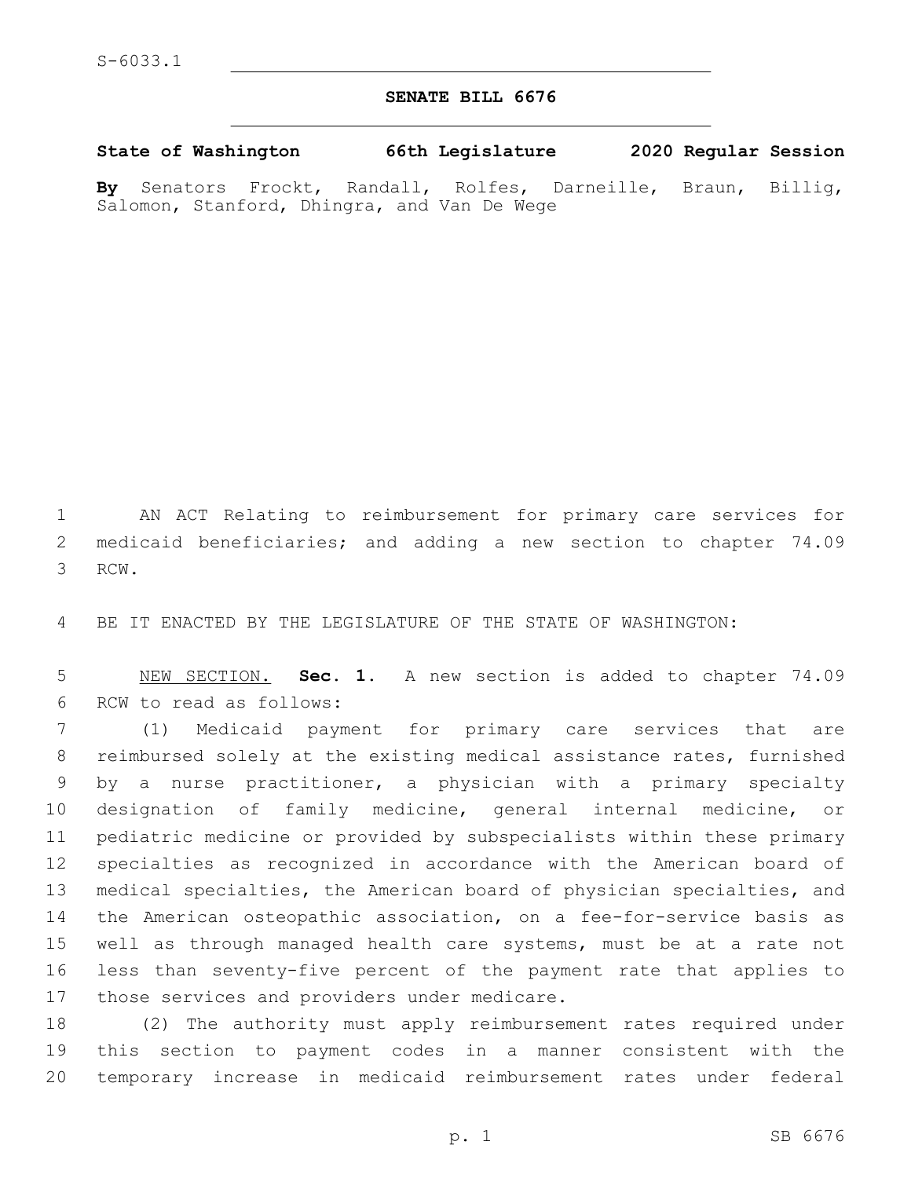S-6033.1

# SENATE BILL 6676

**State of Washington 66th Legislature 2020 Regular Session**

**By** Senators Frockt, Randall, Rolfes, Darneille, Braun, Billig, Salomon, Stanford, Dhingra, and Van De Wege

AN ACT Relating to reimbursement for primary care services for medicaid beneficiaries; and adding a new section to chapter 74.09 RCW.

BE IT ENACTED BY THE LEGISLATURE OF THE STATE OF WASHINGTON:

NEW SECTION. **Sec. 1.** A new section is added to chapter 74.09 RCW to read as follows:

(1) Medicaid payment for primary care services that are reimbursed solely at the existing medical assistance rates, furnished by a nurse practitioner, a physician with a primary specialty designation of family medicine, general internal medicine, or pediatric medicine or provided by subspecialists within these primary specialties as recognized in accordance with the American board of medical specialties, the American board of physician specialties, and the American osteopathic association, on a fee-for-service basis as well as through managed health care systems, must be at a rate not less than seventy-five percent of the payment rate that applies to those services and providers under medicare.

(2) The authority must apply reimbursement rates required under this section to payment codes in a manner consistent with the temporary increase in medicaid reimbursement rates under federal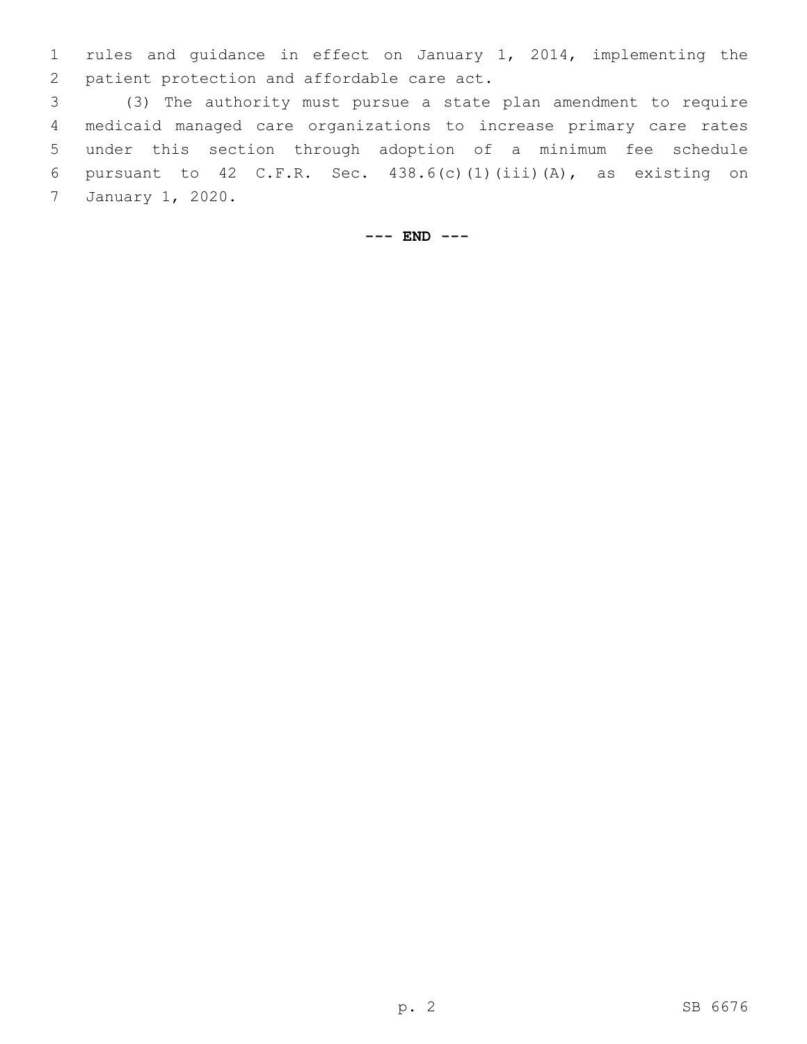rules and guidance in effect on January 1, 2014, implementing the patient protection and affordable care act.

(3) The authority must pursue a state plan amendment to require medicaid managed care organizations to increase primary care rates under this section through adoption of a minimum fee schedule pursuant to 42 C.F.R. Sec. 438.6(c)(1)(iii)(A), as existing on January 1, 2020.

**--- END ---**